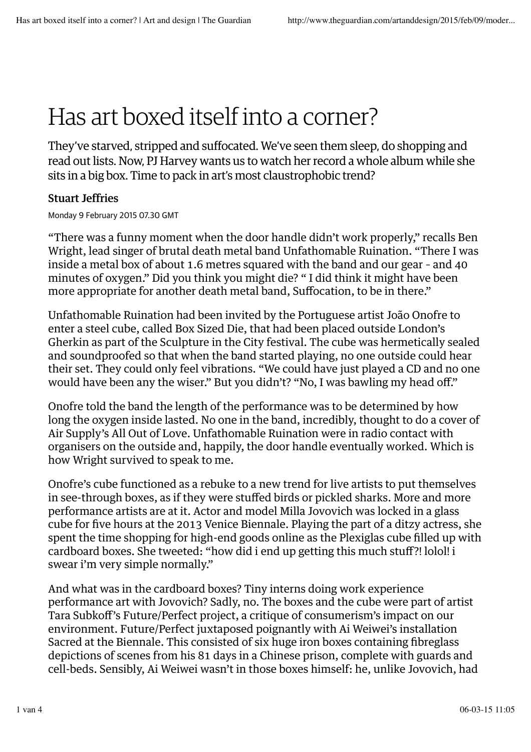# Has art boxed itself into a corner?

They've starved, stripped and suffocated. We've seen them sleep, do shopping and read out lists. Now, PJ Harvey wants us to watch her record a whole album while she sits in a big box. Time to pack in art's most claustrophobic trend?

**Stuart Jeffries**

Monday 9 February 2015 07.30 GMT

"There was a funny moment when the door handle didn't work properly," recalls Ben Wright, lead singer of brutal death metal band Unfathomable Ruination. "There I was inside a metal box of about 1.6 metres squared with the band and our gear – and 40 minutes of oxygen." Did you think you might die? " I did think it might have been more appropriate for another death metal band, Suffocation, to be in there."

Unfathomable Ruination had been invited by the Portuguese artist João Onofre to enter a steel cube, called Box Sized Die, that had been placed outside London's Gherkin as part of the Sculpture in the City festival. The cube was hermetically sealed and soundproofed so that when the band started playing, no one outside could hear their set. They could only feel vibrations. "We could have just played a CD and no one would have been any the wiser." But you didn't? "No, I was bawling my head off."

Onofre told the band the length of the performance was to be determined by how long the oxygen inside lasted. No one in the band, incredibly, thought to do a cover of Air Supply's All Out of Love. Unfathomable Ruination were in radio contact with organisers on the outside and, happily, the door handle eventually worked. Which is how Wright survived to speak to me.

Onofre's cube functioned as a rebuke to a new trend for live artists to put themselves in see-through boxes, as if they were stuffed birds or pickled sharks. More and more performance artists are at it. Actor and model Milla Jovovich was locked in a glass cube for five hours at the 2013 Venice Biennale. Playing the part of a ditzy actress, she spent the time shopping for high-end goods online as the Plexiglas cube filled up with cardboard boxes. She tweeted: "how did i end up getting this much stuff?! lolol! i swear i'm very simple normally."

And what was in the cardboard boxes? Tiny interns doing work experience performance art with Jovovich? Sadly, no. The boxes and the cube were part of artist Tara Subkoff's Future/Perfect project, a critique of consumerism's impact on our environment. Future/Perfect juxtaposed poignantly with Ai Weiwei's installation Sacred at the Biennale. This consisted of six huge iron boxes containing fibreglass depictions of scenes from his 81 days in a Chinese prison, complete with guards and cell-beds. Sensibly, Ai Weiwei wasn't in those boxes himself: he, unlike Jovovich, had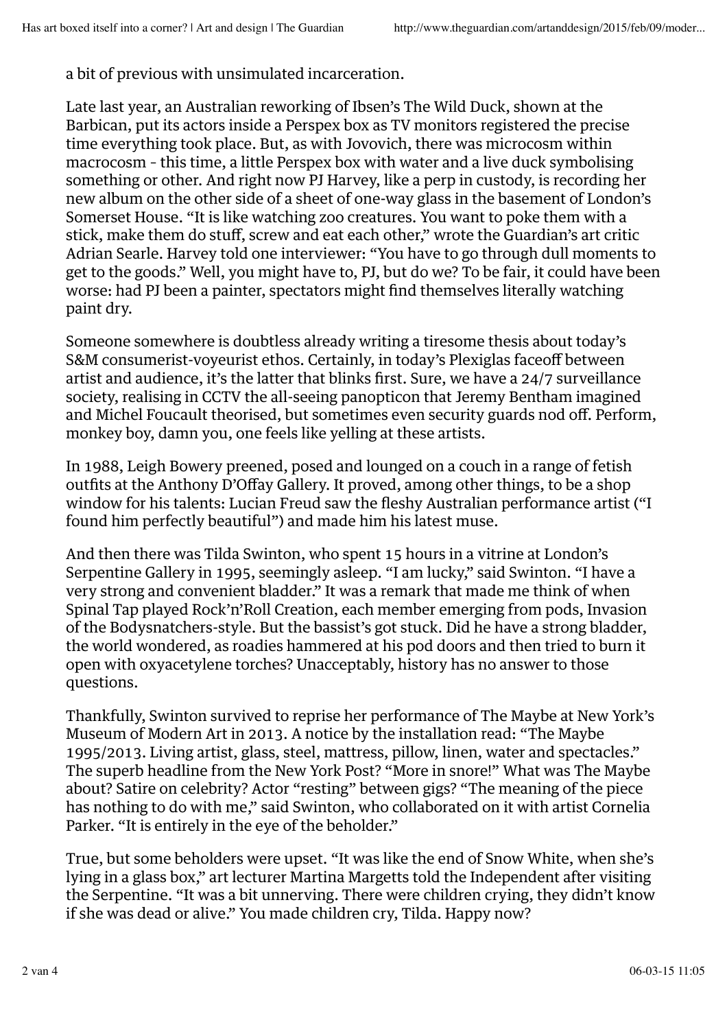a bit of previous with unsimulated incarceration.

Late last year, an Australian reworking of Ibsen's The Wild Duck, shown at the Barbican, put its actors inside a Perspex box as TV monitors registered the precise time everything took place. But, as with Jovovich, there was microcosm within macrocosm – this time, a little Perspex box with water and a live duck symbolising something or other. And right now PJ Harvey, like a perp in custody, is recording her new album on the other side of a sheet of one-way glass in the basement of London's Somerset House. "It is like watching zoo creatures. You want to poke them with a stick, make them do stuff, screw and eat each other," wrote the Guardian's art critic Adrian Searle. Harvey told one interviewer: "You have to go through dull moments to get to the goods." Well, you might have to, PJ, but do we? To be fair, it could have been worse: had PJ been a painter, spectators might find themselves literally watching paint dry.

Someone somewhere is doubtless already writing a tiresome thesis about today's S&M consumerist-voyeurist ethos. Certainly, in today's Plexiglas faceoff between artist and audience, it's the latter that blinks first. Sure, we have a 24/7 surveillance society, realising in CCTV the all-seeing panopticon that Jeremy Bentham imagined and Michel Foucault theorised, but sometimes even security guards nod off. Perform, monkey boy, damn you, one feels like yelling at these artists.

In 1988, Leigh Bowery preened, posed and lounged on a couch in a range of fetish outfits at the Anthony D'Offay Gallery. It proved, among other things, to be a shop window for his talents: Lucian Freud saw the fleshy Australian performance artist ("I found him perfectly beautiful") and made him his latest muse.

And then there was Tilda Swinton, who spent 15 hours in a vitrine at London's Serpentine Gallery in 1995, seemingly asleep. "I am lucky," said Swinton. "I have a very strong and convenient bladder." It was a remark that made me think of when Spinal Tap played Rock'n'Roll Creation, each member emerging from pods, Invasion of the Bodysnatchers-style. But the bassist's got stuck. Did he have a strong bladder, the world wondered, as roadies hammered at his pod doors and then tried to burn it open with oxyacetylene torches? Unacceptably, history has no answer to those questions.

Thankfully, Swinton survived to reprise her performance of The Maybe at New York's Museum of Modern Art in 2013. A notice by the installation read: "The Maybe 1995/2013. Living artist, glass, steel, mattress, pillow, linen, water and spectacles." The superb headline from the New York Post? "More in snore!" What was The Maybe about? Satire on celebrity? Actor "resting" between gigs? "The meaning of the piece has nothing to do with me," said Swinton, who collaborated on it with artist Cornelia Parker. "It is entirely in the eye of the beholder."

True, but some beholders were upset. "It was like the end of Snow White, when she's lying in a glass box," art lecturer Martina Margetts told the Independent after visiting the Serpentine. "It was a bit unnerving. There were children crying, they didn't know if she was dead or alive." You made children cry, Tilda. Happy now?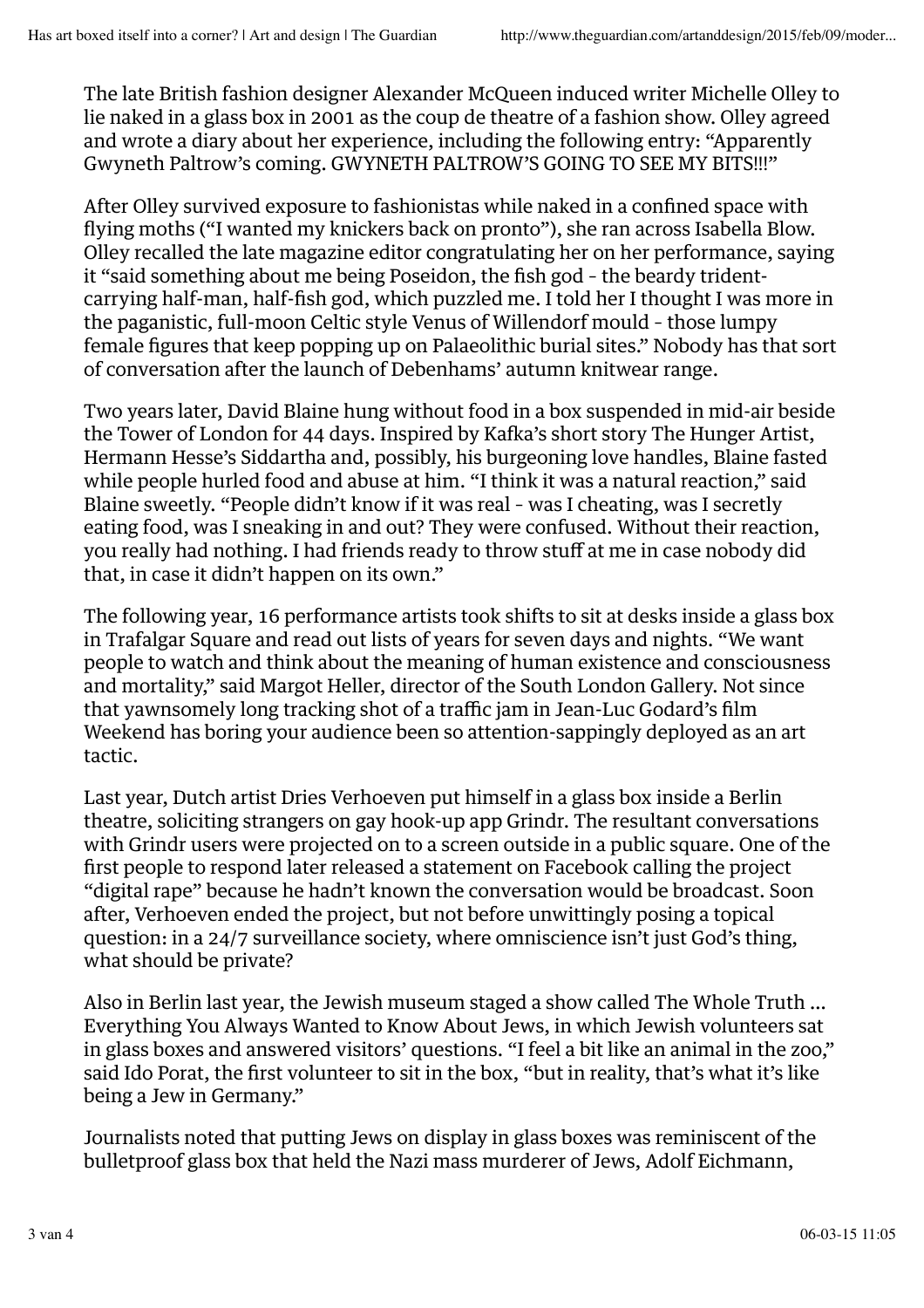The late British fashion designer Alexander McQueen induced writer Michelle Olley to lie naked in a glass box in 2001 as the coup de theatre of a fashion show. Olley agreed and wrote a diary about her experience, including the following entry: "Apparently Gwyneth Paltrow's coming. GWYNETH PALTROW'S GOING TO SEE MY BITS!!!"

After Olley survived exposure to fashionistas while naked in a confined space with flying moths ("I wanted my knickers back on pronto"), she ran across Isabella Blow. Olley recalled the late magazine editor congratulating her on her performance, saying it "said something about me being Poseidon, the fish god – the beardy trident-carrying half-man, half-fish god, which puzzled me. I told her I thought I was more in the paganistic, full-moon Celtic style Venus of Willendorf mould – those lumpy female figures that keep popping up on Palaeolithic burial sites." Nobody has that sort of conversation after the launch of Debenhams' autumn knitwear range.

Two years later, David Blaine hung without food in a box suspended in mid-air beside the Tower of London for 44 days. Inspired by Kafka's short story The Hunger Artist, Hermann Hesse's Siddartha and, possibly, his burgeoning love handles, Blaine fasted while people hurled food and abuse at him. "I think it was a natural reaction," said Blaine sweetly. "People didn't know if it was real – was I cheating, was I secretly eating food, was I sneaking in and out? They were confused. Without their reaction, you really had nothing. I had friends ready to throw stuff at me in case nobody did that, in case it didn't happen on its own."

The following year, 16 performance artists took shifts to sit at desks inside a glass box in Trafalgar Square and read out lists of years for seven days and nights. "We want people to watch and think about the meaning of human existence and consciousness and mortality," said Margot Heller, director of the South London Gallery. Not since that yawnsomely long tracking shot of a traffic jam in Jean-Luc Godard's film Weekend has boring your audience been so attention-sappingly deployed as an art tactic.

Last year, Dutch artist Dries Verhoeven put himself in a glass box inside a Berlin theatre, soliciting strangers on gay hook-up app Grindr. The resultant conversations with Grindr users were projected on to a screen outside in a public square. One of the first people to respond later released a statement on Facebook calling the project "digital rape" because he hadn't known the conversation would be broadcast. Soon after, Verhoeven ended the project, but not before unwittingly posing a topical question: in a 24/7 surveillance society, where omniscience isn't just God's thing, what should be private?

Also in Berlin last year, the Jewish museum staged a show called The Whole Truth ... Everything You Always Wanted to Know About Jews, in which Jewish volunteers sat in glass boxes and answered visitors' questions. "I feel a bit like an animal in the zoo," said Ido Porat, the first volunteer to sit in the box, "but in reality, that's what it's like being a Jew in Germany."

Journalists noted that putting Jews on display in glass boxes was reminiscent of the bulletproof glass box that held the Nazi mass murderer of Jews, Adolf Eichmann,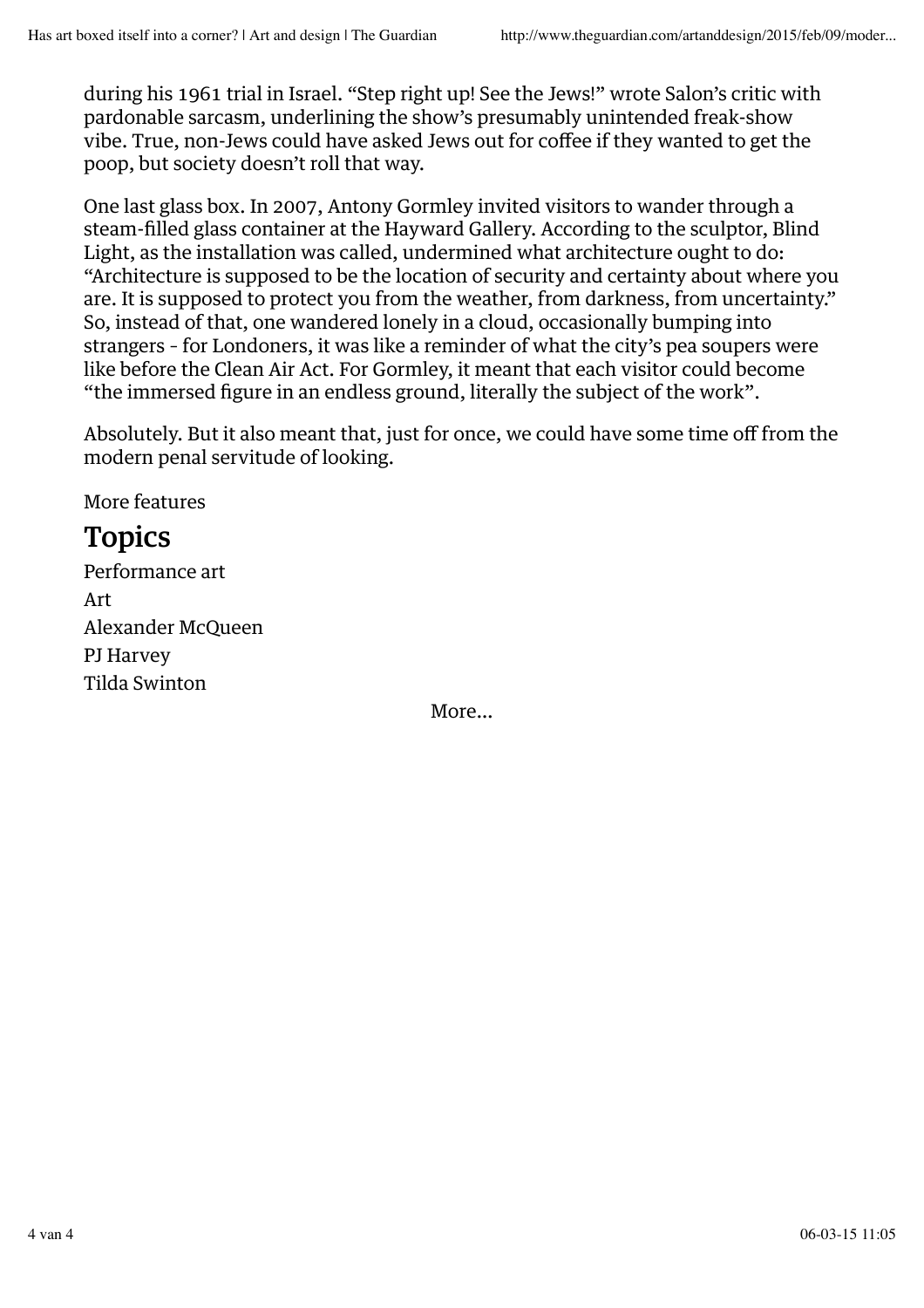during his 1961 trial in Israel. “Step right up! See the Jews!” wrote Salon’s critic with pardonable sarcasm, underlining the show’s presumably unintended freak-show vibe. True, non-Jews could have asked Jews out for coffee if they wanted to get the poop, but society doesn’t roll that way.

One last glass box. In 2007, Antony Gormley invited visitors to wander through a steam-filled glass container at the Hayward Gallery. According to the sculptor, Blind Light, as the installation was called, undermined what architecture ought to do: “Architecture is supposed to be the location of security and certainty about where you are. It is supposed to protect you from the weather, from darkness, from uncertainty.” So, instead of that, one wandered lonely in a cloud, occasionally bumping into strangers – for Londoners, it was like a reminder of what the city’s pea soupers were like before the Clean Air Act. For Gormley, it meant that each visitor could become “the immersed figure in an endless ground, literally the subject of the work”.

Absolutely. But it also meant that, just for once, we could have some time off from the modern penal servitude of looking.

More features

## Topics

Performance art

Art

Alexander McQueen

PJ Harvey

Tilda Swinton

More...